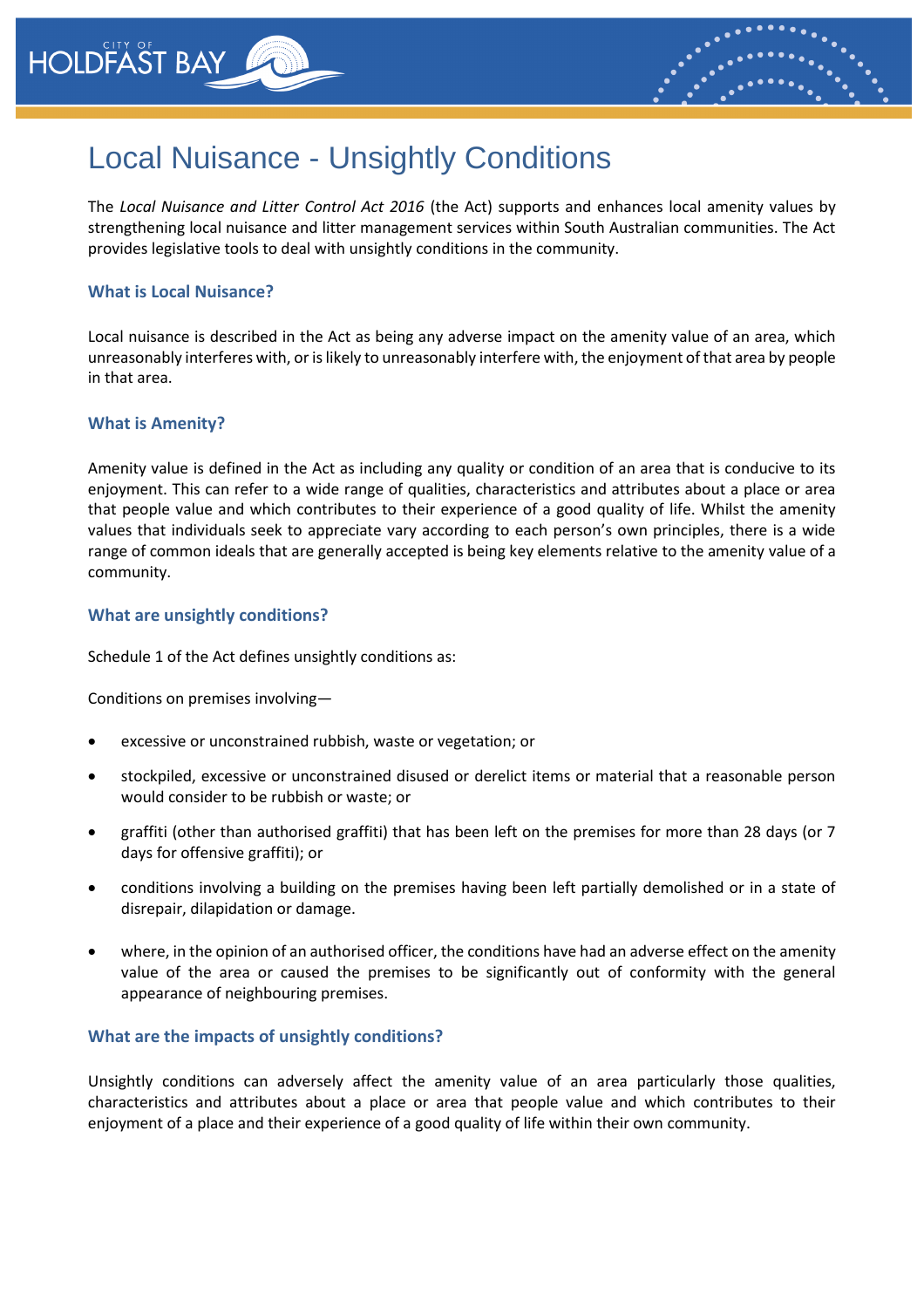# Local Nuisance - Unsightly Conditions

The *Local Nuisance and Litter Control Act 2016* (the Act) supports and enhances local amenity values by strengthening local nuisance and litter management services within South Australian communities. The Act provides legislative tools to deal with unsightly conditions in the community.

### What is Local Nuisance?

Local nuisance is described in the Act as being any adverse impact on the amenity value of an area, which unreasonably interferes with, or is likely to unreasonably interfere with, the enjoyment of that area by people in that area.

### What is Amenity?

Amenity value is defined in the Act as including any quality or condition of an area that is conducive to its enjoyment. This can refer to a wide range of qualities, characteristics and attributes about a place or area that people value and which contributes to their experience of a good quality of life. Whilst the amenity values that individuals seek to appreciate vary according to each person's own principles, there is a wide range of common ideals that are generally accepted is being key elements relative to the amenity value of a community.

### What are unsightly conditions?

Schedule 1 of the Act defines unsightly conditions as:

Conditions on premises involving—

- excessive or unconstrained rubbish, waste or vegetation; or
- stockpiled, excessive or unconstrained disused or derelict items or material that a reasonable person would consider to be rubbish or waste; or
- graffiti (other than authorised graffiti) that has been left on the premises for more than 28 days (or 7 days for offensive graffiti); or
- conditions involving a building on the premises having been left partially demolished or in a state of disrepair, dilapidation or damage.
- where, in the opinion of an authorised officer, the conditions have had an adverse effect on the amenity value of the area or caused the premises to be significantly out of conformity with the general appearance of neighbouring premises.

### What are the impacts of unsightly conditions?

Unsightly conditions can adversely affect the amenity value of an area particularly those qualities, characteristics and attributes about a place or area that people value and which contributes to their enjoyment of a place and their experience of a good quality of life within their own community.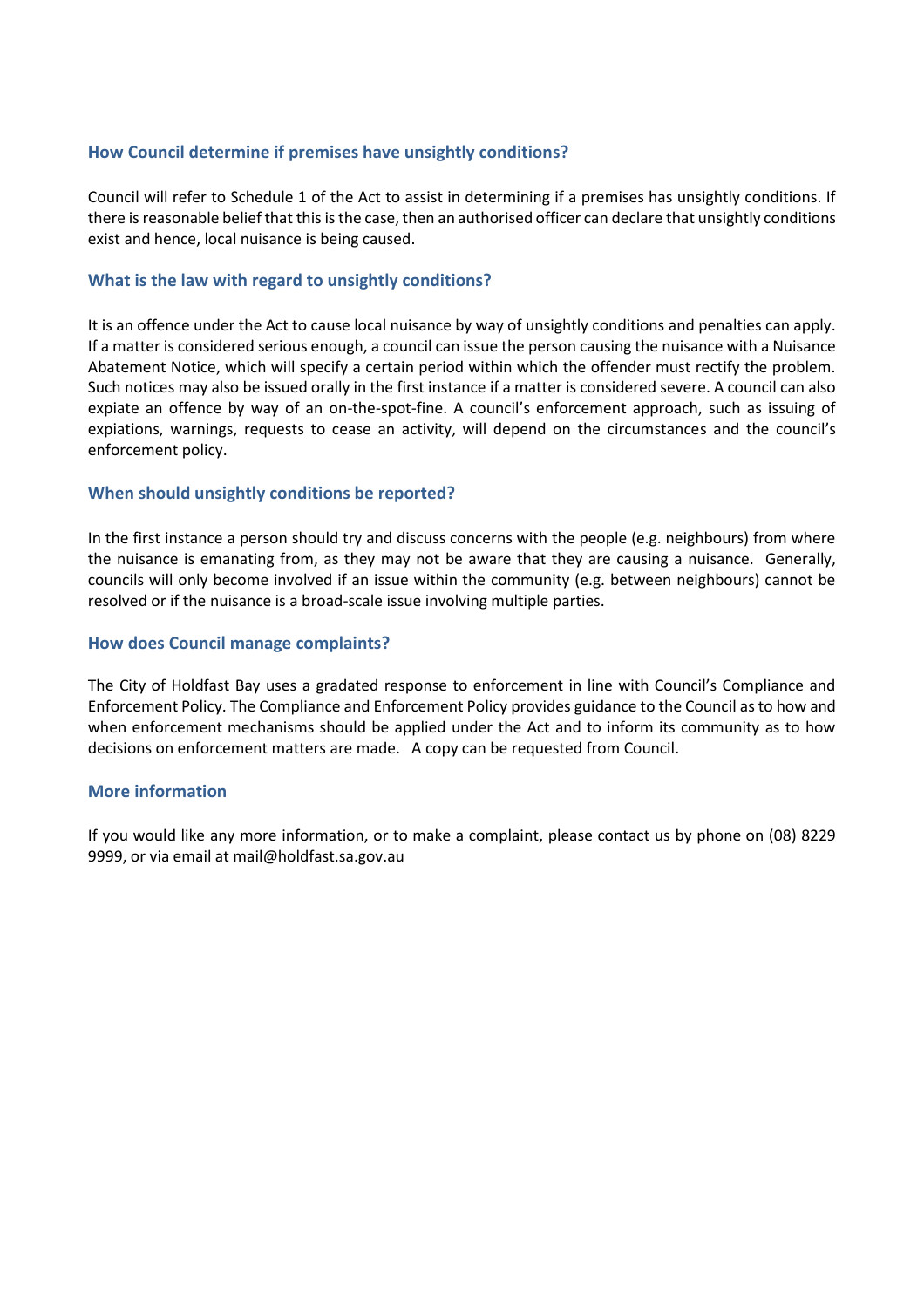### How Council determine if premises have unsightly conditions?

Council will refer to Schedule 1 of the Act to assist in determining if a premises has unsightly conditions. If there is reasonable belief that this is the case, then an authorised officer can declare that unsightly conditions exist and hence, local nuisance is being caused.

### What is the law with regard to unsightly conditions?

It is an offence under the Act to cause local nuisance by way of unsightly conditions and penalties can apply. If a matter is considered serious enough, a council can issue the person causing the nuisance with a Nuisance Abatement Notice, which will specify a certain period within which the offender must rectify the problem. Such notices may also be issued orally in the first instance if a matter is considered severe. A council can also expiate an offence by way of an on-the-spot-fine. A council's enforcement approach, such as issuing of expiations, warnings, requests to cease an activity, will depend on the circumstances and the council's enforcement policy.

### When should unsightly conditions be reported?

In the first instance a person should try and discuss concerns with the people (e.g. neighbours) from where the nuisance is emanating from, as they may not be aware that they are causing a nuisance. Generally, councils will only become involved if an issue within the community (e.g. between neighbours) cannot be resolved or if the nuisance is a broad-scale issue involving multiple parties.

### How does Council manage complaints?

The City of Holdfast Bay uses a gradated response to enforcement in line with Council's Compliance and Enforcement Policy. The Compliance and Enforcement Policy provides guidance to the Council as to how and when enforcement mechanisms should be applied under the Act and to inform its community as to how decisions on enforcement matters are made. A copy can be requested from Council.

### More information

If you would like any more information, or to make a complaint, please contact us by phone on (08) 8229 9999, or via email at mail@holdfast.sa.gov.au